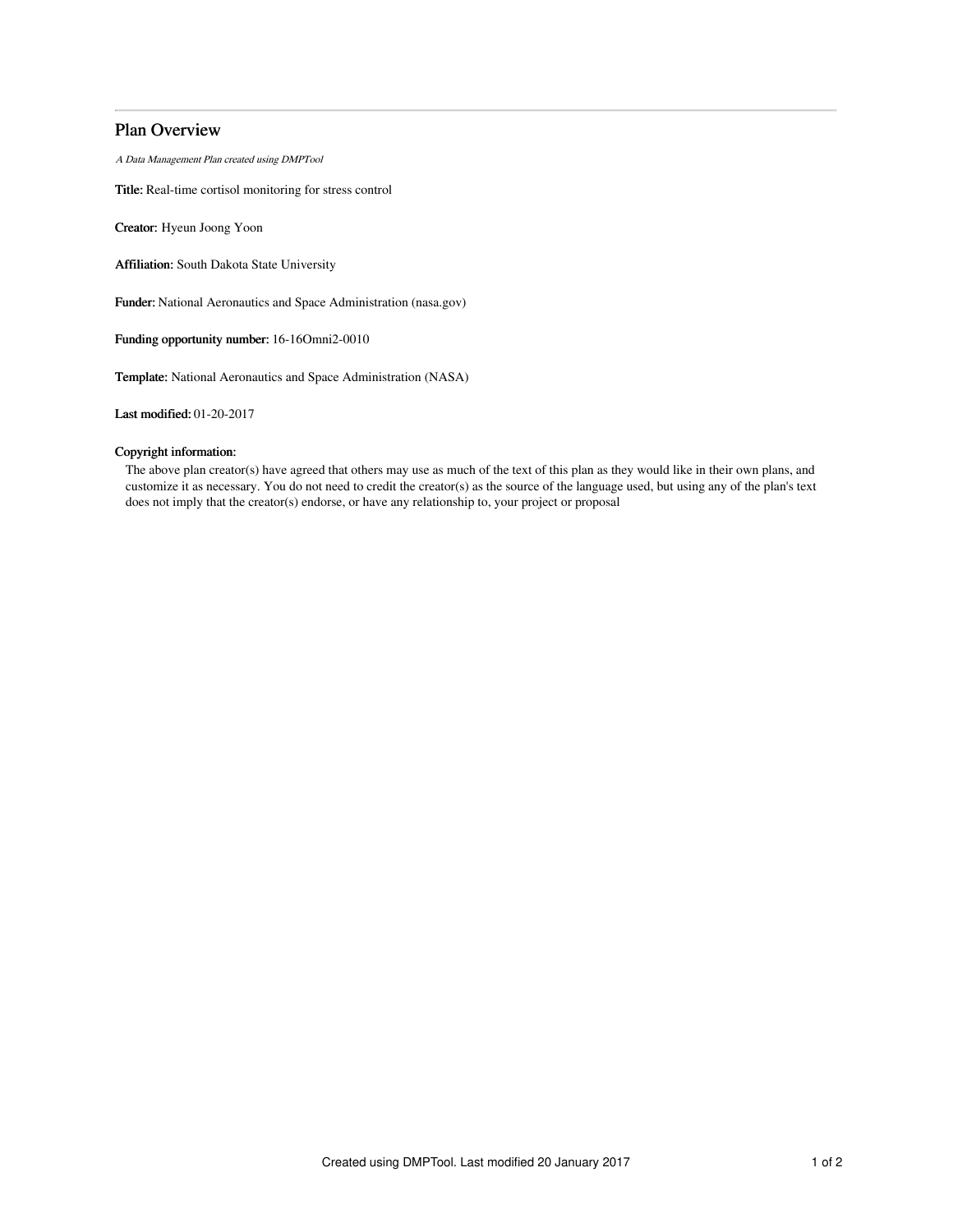# Plan Overview

*A Data Management Plan created using DMPTool*

**Title:** Real-time cortisol monitoring for stress control

**Creator:** Hyeun Joong Yoon

**Affiliation:** South Dakota State University

**Funder:** National Aeronautics and Space Administration (nasa.gov)

**Funding opportunity number:** 16-16Omni2-0010

**Template:** National Aeronautics and Space Administration (NASA)

**Last modified:** 01-20-2017

**Copyright information:**

The above plan creator(s) have agreed that others may use as much of the text of this plan as they would like in their own plans, and customize it as necessary. You do not need to credit the creator(s) as the source of the language used, but using any of the plan's text does not imply that the creator(s) endorse, or have any relationship to, your project or proposal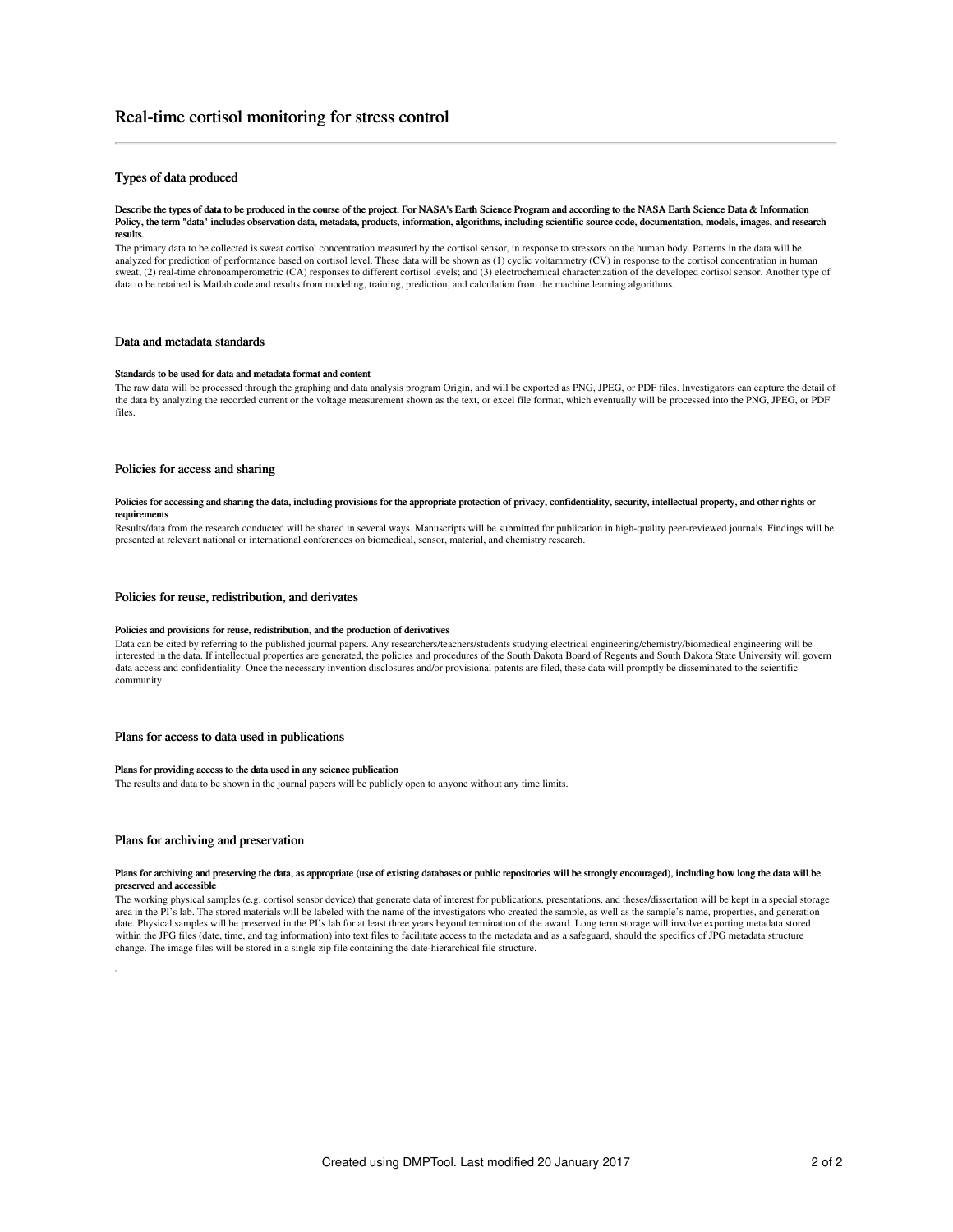# Real-time cortisol monitoring for stress control

## Types of data produced

**Describe the types of data to be produced in the course of the project. For NASA's Earth Science Program and according to the NASA Earth Science Data & Information Policy, the term "data" includes observation data, metadata, products, information, algorithms, including scientific source code, documentation, models, images, and research results.**

The primary data to be collected is sweat cortisol concentration measured by the cortisol sensor, in response to stressors on the human body. Patterns in the data will be analyzed for prediction of performance based on cortisol level. These data will be shown as (1) cyclic voltammetry (CV) in response to the cortisol concentration in human sweat; (2) real-time chronoamperometric (CA) responses to different cortisol levels; and (3) electrochemical characterization of the developed cortisol sensor. Another type of data to be retained is Matlab code and results from modeling, training, prediction, and calculation from the machine learning algorithms.

## Data and metadata standards

**Standards to be used for data and metadata format and content**

The raw data will be processed through the graphing and data analysis program Origin, and will be exported as PNG, JPEG, or PDF files. Investigators can capture the detail of the data by analyzing the recorded current or the voltage measurement shown as the text, or excel file format, which eventually will be processed into the PNG, JPEG, or PDF files.

## Policies for access and sharing

**Policies for accessing and sharing the data, including provisions for the appropriate protection of privacy, confidentiality, security, intellectual property, and other rights or requirements**

Results/data from the research conducted will be shared in several ways. Manuscripts will be submitted for publication in high-quality peer-reviewed journals. Findings will be presented at relevant national or international conferences on biomedical, sensor, material, and chemistry research.

## Policies for reuse, redistribution, and derivates

**Policies and provisions for reuse, redistribution, and the production of derivatives**

Data can be cited by referring to the published journal papers. Any researchers/teachers/students studying electrical engineering/chemistry/biomedical engineering will be interested in the data. If intellectual properties are generated, the policies and procedures of the South Dakota Board of Regents and South Dakota State University will govern data access and confidentiality. Once the necessary invention disclosures and/or provisional patents are filed, these data will promptly be disseminated to the scientific community.

## Plans for access to data used in publications

**Plans for providing access to the data used in any science publication**

The results and data to be shown in the journal papers will be publicly open to anyone without any time limits.

## Plans for archiving and preservation

**Plans for archiving and preserving the data, as appropriate (use of existing databases or public repositories will be strongly encouraged), including how long the data will be preserved and accessible**

The working physical samples (e.g. cortisol sensor device) that generate data of interest for publications, presentations, and theses/dissertation will be kept in a special storage area in the PI's lab. The stored materials will be labeled with the name of the investigators who created the sample, as well as the sample's name, properties, and generation date. Physical samples will be preserved in the PI's lab for at least three years beyond termination of the award. Long term storage will involve exporting metadata stored within the JPG files (date, time, and tag information) into text files to facilitate access to the metadata and as a safeguard, should the specifics of JPG metadata structure change. The image files will be stored in a single zip file containing the date-hierarchical file structure.

Created using DMPTool. Last modified 20 January 2017